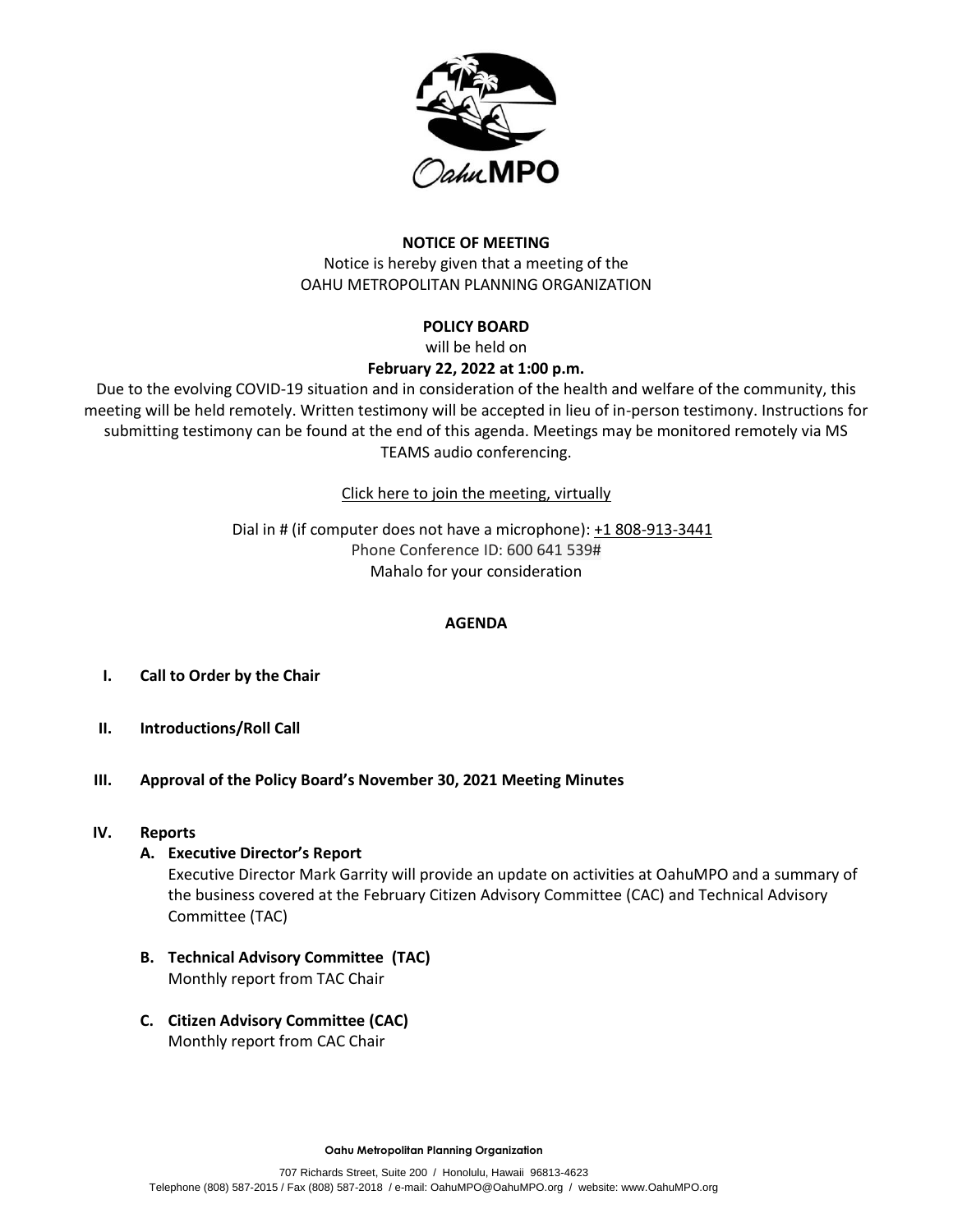**NOTICE OF MEETING**

Notice is hereby given that a meeting of the
OAHU METROPOLITAN PLANNING ORGANIZATION

**POLICY BOARD**

will be held on

**February 22, 2022 at 1:00 p.m.**

Due to the evolving COVID-19 situation and in consideration of the health and welfare of the community, this meeting will be held remotely. Written testimony will be accepted in lieu of in-person testimony. Instructions for submitting testimony can be found at the end of this agenda. Meetings may be monitored remotely via MS TEAMS audio conferencing.

Click here to join the meeting, virtually

Dial in # (if computer does not have a microphone): +1 808-913-3441
Phone Conference ID: 600 641 539#
Mahalo for your consideration

## AGENDA

**I. Call to Order by the Chair**

**II. Introductions/Roll Call**

**III. Approval of the Policy Board's November 30, 2021 Meeting Minutes**

**IV. Reports**

**A. Executive Director's Report**
Executive Director Mark Garrity will provide an update on activities at OahuMPO and a summary of the business covered at the February Citizen Advisory Committee (CAC) and Technical Advisory Committee (TAC)

**B. Technical Advisory Committee (TAC)**
Monthly report from TAC Chair

**C. Citizen Advisory Committee (CAC)**
Monthly report from CAC Chair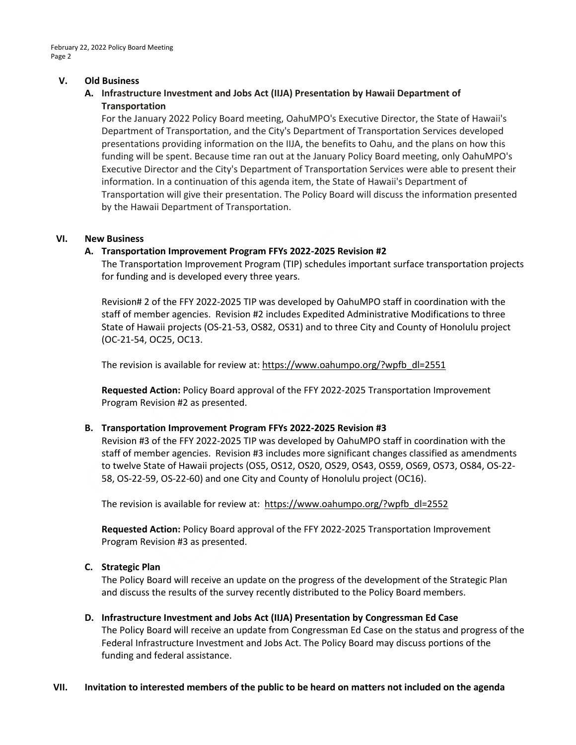## V. Old Business

### A. Infrastructure Investment and Jobs Act (IIJA) Presentation by Hawaii Department of Transportation

For the January 2022 Policy Board meeting, OahuMPO's Executive Director, the State of Hawaii's Department of Transportation, and the City's Department of Transportation Services developed presentations providing information on the IIJA, the benefits to Oahu, and the plans on how this funding will be spent. Because time ran out at the January Policy Board meeting, only OahuMPO's Executive Director and the City's Department of Transportation Services were able to present their information. In a continuation of this agenda item, the State of Hawaii's Department of Transportation will give their presentation. The Policy Board will discuss the information presented by the Hawaii Department of Transportation.

## VI. New Business

### A. Transportation Improvement Program FFYs 2022-2025 Revision #2

The Transportation Improvement Program (TIP) schedules important surface transportation projects for funding and is developed every three years.

Revision# 2 of the FFY 2022-2025 TIP was developed by OahuMPO staff in coordination with the staff of member agencies. Revision #2 includes Expedited Administrative Modifications to three State of Hawaii projects (OS-21-53, OS82, OS31) and to three City and County of Honolulu project (OC-21-54, OC25, OC13.

The revision is available for review at: https://www.oahumpo.org/?wpfb_dl=2551

**Requested Action:** Policy Board approval of the FFY 2022-2025 Transportation Improvement Program Revision #2 as presented.

### B. Transportation Improvement Program FFYs 2022-2025 Revision #3

Revision #3 of the FFY 2022-2025 TIP was developed by OahuMPO staff in coordination with the staff of member agencies. Revision #3 includes more significant changes classified as amendments to twelve State of Hawaii projects (OS5, OS12, OS20, OS29, OS43, OS59, OS69, OS73, OS84, OS-22-58, OS-22-59, OS-22-60) and one City and County of Honolulu project (OC16).

The revision is available for review at: https://www.oahumpo.org/?wpfb_dl=2552

**Requested Action:** Policy Board approval of the FFY 2022-2025 Transportation Improvement Program Revision #3 as presented.

### C. Strategic Plan

The Policy Board will receive an update on the progress of the development of the Strategic Plan and discuss the results of the survey recently distributed to the Policy Board members.

### D. Infrastructure Investment and Jobs Act (IIJA) Presentation by Congressman Ed Case

The Policy Board will receive an update from Congressman Ed Case on the status and progress of the Federal Infrastructure Investment and Jobs Act. The Policy Board may discuss portions of the funding and federal assistance.

## VII. Invitation to interested members of the public to be heard on matters not included on the agenda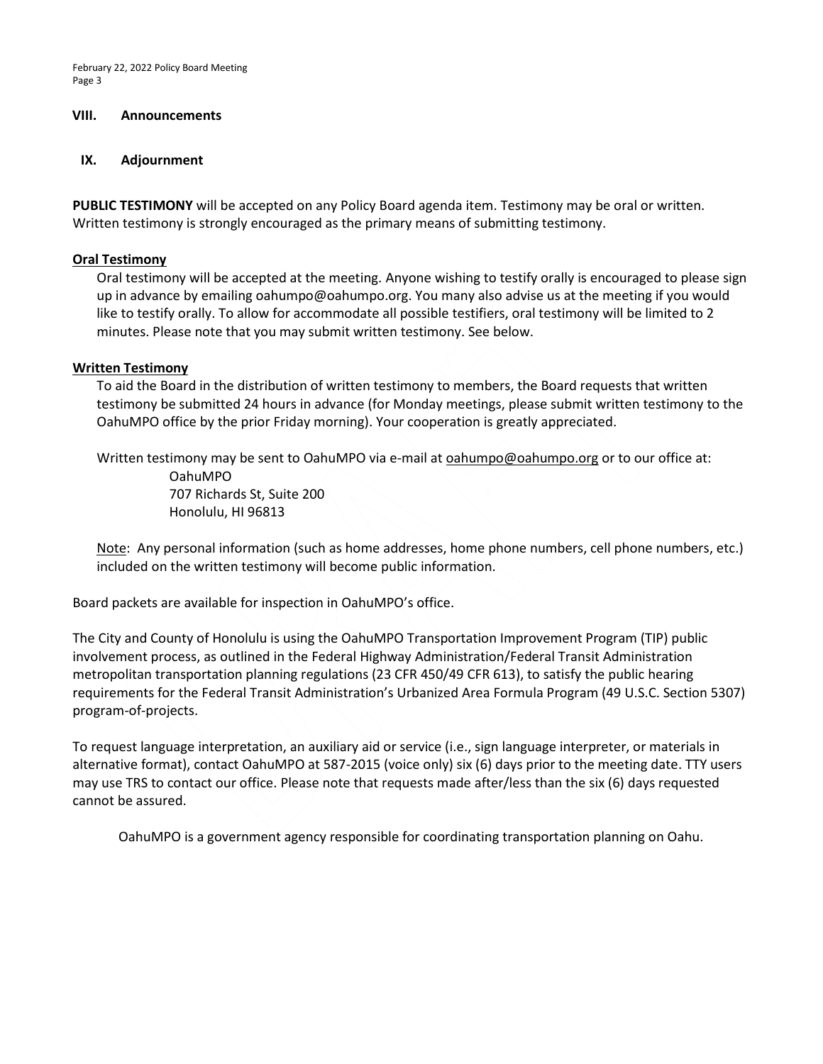## VIII. Announcements

## IX. Adjournment

**PUBLIC TESTIMONY** will be accepted on any Policy Board agenda item. Testimony may be oral or written. Written testimony is strongly encouraged as the primary means of submitting testimony.

**Oral Testimony**

Oral testimony will be accepted at the meeting. Anyone wishing to testify orally is encouraged to please sign up in advance by emailing oahumpo@oahumpo.org. You many also advise us at the meeting if you would like to testify orally. To allow for accommodate all possible testifiers, oral testimony will be limited to 2 minutes. Please note that you may submit written testimony. See below.

**Written Testimony**

To aid the Board in the distribution of written testimony to members, the Board requests that written testimony be submitted 24 hours in advance (for Monday meetings, please submit written testimony to the OahuMPO office by the prior Friday morning). Your cooperation is greatly appreciated.

Written testimony may be sent to OahuMPO via e-mail at oahumpo@oahumpo.org or to our office at:

OahuMPO
707 Richards St, Suite 200
Honolulu, HI 96813

Note: Any personal information (such as home addresses, home phone numbers, cell phone numbers, etc.) included on the written testimony will become public information.

Board packets are available for inspection in OahuMPO's office.

The City and County of Honolulu is using the OahuMPO Transportation Improvement Program (TIP) public involvement process, as outlined in the Federal Highway Administration/Federal Transit Administration metropolitan transportation planning regulations (23 CFR 450/49 CFR 613), to satisfy the public hearing requirements for the Federal Transit Administration's Urbanized Area Formula Program (49 U.S.C. Section 5307) program-of-projects.

To request language interpretation, an auxiliary aid or service (i.e., sign language interpreter, or materials in alternative format), contact OahuMPO at 587-2015 (voice only) six (6) days prior to the meeting date. TTY users may use TRS to contact our office. Please note that requests made after/less than the six (6) days requested cannot be assured.

OahuMPO is a government agency responsible for coordinating transportation planning on Oahu.